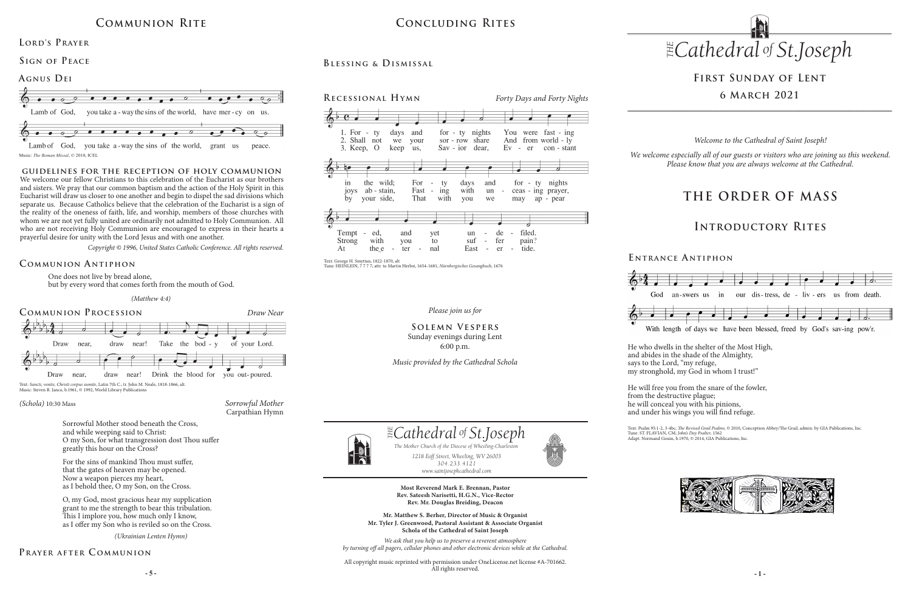## Communion Rite

### Lord's Prayer

### Sign of Peace

### Agnus Dei

Lamb of God, you take a-way the sins of the world, have mer-cy on us.

Lamb of God, you take a-way the sins of the world, grant us peace.

Music: *The Roman Missal*, © 2010, ICEL

**GUIDELINES FOR THE RECEPTION OF HOLY COMMUNION**

We welcome our fellow Christians to this celebration of the Eucharist as our brothers and sisters. We pray that our common baptism and the action of the Holy Spirit in this Eucharist will draw us closer to one another and begin to dispel the sad divisions which separate us. Because Catholics believe that the celebration of the Eucharist is a sign of the reality of the oneness of faith, life, and worship, members of those churches with whom we are not yet fully united are ordinarily not admitted to Holy Communion. All who are not receiving Holy Communion are encouraged to express in their hearts a prayerful desire for unity with the Lord Jesus and with one another.

*Copyright © 1996, United States Catholic Conference. All rights reserved.*

### Communion Antiphon

One does not live by bread alone,
but by every word that comes forth from the mouth of God.

*(Matthew 4:4)*

### Communion Procession — *Draw Near*

Draw near, draw near! Take the bod-y of your Lord.

Draw near, draw near! Drink the blood for you out-poured.

Text: *Sancti, venite, Christi corpus sumite*, Latin 7th C.; tr. John M. Neale, 1818-1866, alt.
Music: Steven R. Janco, b.1961, © 1992, World Library Publications

*(Schola)* 10:30 Mass — *Sorrowful Mother*, Carpathian Hymn

Sorrowful Mother stood beneath the Cross,
and while weeping said to Christ:
O my Son, for what transgression dost Thou suffer
greatly this hour on the Cross?

For the sins of mankind Thou must suffer,
that the gates of heaven may be opened.
Now a weapon pierces my heart,
as I behold thee, O my Son, on the Cross.

O, my God, most gracious hear my supplication
grant to me the strength to bear this tribulation.
This I implore you, how much only I know,
as I offer my Son who is reviled so on the Cross.

*(Ukrainian Lenten Hymn)*

### Prayer after Communion

## Concluding Rites

### Blessing & Dismissal

### Recessional Hymn — *Forty Days and Forty Nights*

1. Forty days and forty nights You were fasting in the wild; Forty days and forty nights Tempted, and yet undefiled.
2. Shall not we your sorrow share And from worldly joys abstain, Fasting with unceasing prayer, Strong with you to suffer pain?
3. Keep, O keep us, Savior dear, Ever constant by your side, That with you we may appear At the eternal Eastertide.

Text: George H. Smyttan, 1822-1870, alt
Tune: HEINLEIN, 7 7 7 7; attr. to Martin Herbst, 1654-1681, *Nürnbergisches Gesangbuch*, 1676

*Please join us for*

**SOLEMN VESPERS**
Sunday evenings during Lent
6:00 p.m.

*Music provided by the Cathedral Schola*

*The Cathedral of St. Joseph*
*The Mother Church of the Diocese of Wheeling-Charleston*
*1218 Eoff Street, Wheeling, WV 26003*
*304.233.4121*
*www.saintjosephcathedral.com*

**Most Reverend Mark E. Brennan, Pastor**
**Rev. Sateesh Narisetti, H.G.N., Vice-Rector**
**Rev. Mr. Douglas Breiding, Deacon**

**Mr. Matthew S. Berher, Director of Music & Organist**
**Mr. Tyler J. Greenwood, Pastoral Assistant & Associate Organist**
**Schola of the Cathedral of Saint Joseph**

*We ask that you help us to preserve a reverent atmosphere by turning off all pagers, cellular phones and other electronic devices while at the Cathedral.*

All copyright music reprinted with permission under OneLicense.net license #A-701662. All rights reserved.

# *The Cathedral of St. Joseph*

## First Sunday of Lent
## 6 March 2021

*Welcome to the Cathedral of Saint Joseph!*

*We welcome especially all of our guests or visitors who are joining us this weekend. Please know that you are always welcome at the Cathedral.*

# THE ORDER OF MASS

## Introductory Rites

### Entrance Antiphon

God answers us in our distress, delivers us from death.
With length of days we have been blessed, freed by God's saving pow'r.

He who dwells in the shelter of the Most High,
and abides in the shade of the Almighty,
says to the Lord, "my refuge,
my stronghold, my God in whom I trust!"

He will free you from the snare of the fowler,
from the destructive plague;
he will conceal you with his pinions,
and under his wings you will find refuge.

Text: Psalm 95:1-2, 3-4bc, *The Revised Grail Psalms*, © 2010, Conception Abbey/The Grail, admin. by GIA Publications, Inc.
Tune: ST. FLAVIAN, CM; *John's Day Psalter*, 1562
Adapt. Normand Gouin, b.1970, © 2014, GIA Publications, Inc.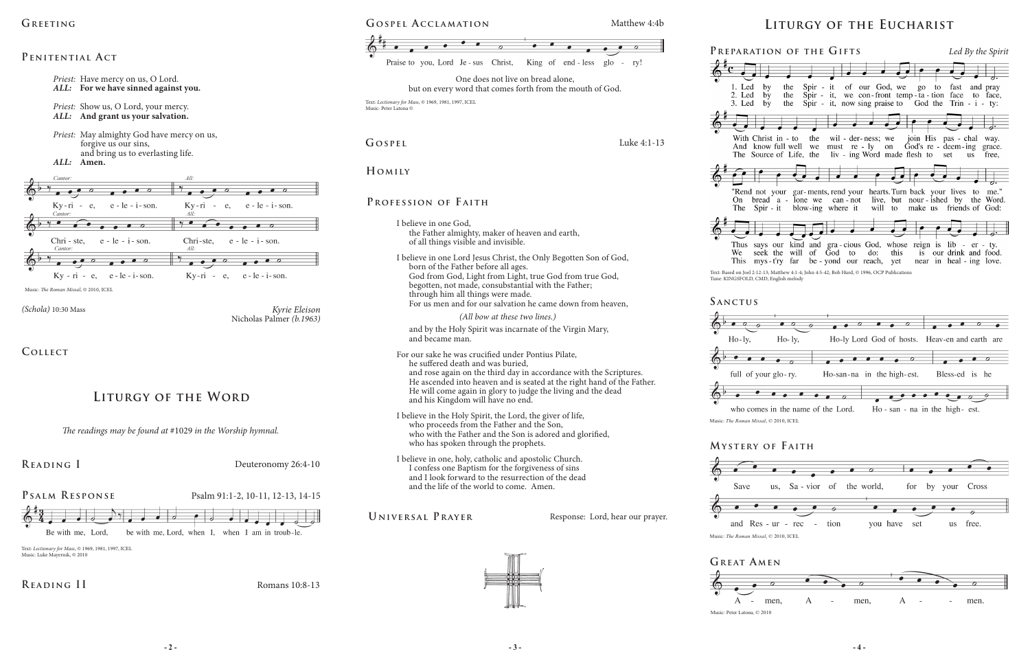## Greeting

## Penitential Act

*Priest:* Have mercy on us, O Lord.
***ALL:* For we have sinned against you.**

*Priest:* Show us, O Lord, your mercy.
***ALL:* And grant us your salvation.**

*Priest:* May almighty God have mercy on us,
forgive us our sins,
and bring us to everlasting life.
***ALL:* Amen.**

*Cantor:* Ky-ri - e, e - le - i - son. *All:* Ky-ri - e, e - le - i - son.
*Cantor:* Chri - ste, e - le - i - son. *All:* Chri-ste, e - le - i - son.
*Cantor:* Ky - ri - e, e - le - i - son. *All:* Ky-ri - e, e - le - i - son.

Music: *The Roman Missal*, © 2010, ICEL

*(Schola)* 10:30 Mass *Kyrie Eleison*
Nicholas Palmer *(b.1963)*

## Collect

# Liturgy of the Word

*The readings may be found at #1029 in the Worship hymnal.*

## Reading I
Deuteronomy 26:4-10

## Psalm Response
Psalm 91:1-2, 10-11, 12-13, 14-15

Be with me, Lord, be with me, Lord, when I, when I am in troub-le.

Text: *Lectionary for Mass*, © 1969, 1981, 1997, ICEL
Music: Luke Mayernik, © 2010

## Reading II
Romans 10:8-13

## Gospel Acclamation
Matthew 4:4b

Praise to you, Lord Je - sus Christ, King of end - less glo - ry!

One does not live on bread alone,
but on every word that comes forth from the mouth of God.

Text: *Lectionary for Mass*, © 1969, 1981, 1997, ICEL
Music: Peter Latona ©

## Gospel
Luke 4:1-13

## Homily

## Profession of Faith

I believe in one God,
the Father almighty, maker of heaven and earth,
of all things visible and invisible.

I believe in one Lord Jesus Christ, the Only Begotten Son of God,
born of the Father before all ages.
God from God, Light from Light, true God from true God,
begotten, not made, consubstantial with the Father;
through him all things were made.
For us men and for our salvation he came down from heaven,

*(All bow at these two lines.)*

and by the Holy Spirit was incarnate of the Virgin Mary,
and became man.

For our sake he was crucified under Pontius Pilate,
he suffered death and was buried,
and rose again on the third day in accordance with the Scriptures.
He ascended into heaven and is seated at the right hand of the Father.
He will come again in glory to judge the living and the dead
and his Kingdom will have no end.

I believe in the Holy Spirit, the Lord, the giver of life,
who proceeds from the Father and the Son,
who with the Father and the Son is adored and glorified,
who has spoken through the prophets.

I believe in one, holy, catholic and apostolic Church.
I confess one Baptism for the forgiveness of sins
and I look forward to the resurrection of the dead
and the life of the world to come. Amen.

## Universal Prayer
Response: Lord, hear our prayer.

# Liturgy of the Eucharist

## Preparation of the Gifts
*Led By the Spirit*

1. Led by the Spir - it of our God, we go to fast and pray
With Christ in - to the wil - der - ness; we join His pas - chal way.
"Rend not your gar - ments, rend your hearts. Turn back your lives to me."
Thus says our kind and gra - cious God, whose reign is lib - er - ty.

2. Led by the Spir - it, we con - front temp - ta - tion face to face,
And know full well we must re - ly on God's re - deem - ing grace.
On bread a - lone we can - not live, but nour - ished by the Word.
We seek the will of God to do: this is our drink and food.

3. Led by the Spir - it, now sing praise to God the Trin - i - ty:
The Source of Life, the liv - ing Word made flesh to set us free,
The Spir - it blow - ing where it will to make us friends of God:
This mys - t'ry far be - yond our reach, yet near in heal - ing love.

Text: Based on Joel 2:12-13; Matthew 4:1-4; John 4:5-42; Bob Hurd, © 1996, OCP Publications
Tune: KINGSFOLD, CMD; English melody

## Sanctus

Ho - ly, Ho - ly, Ho - ly Lord God of hosts. Heav - en and earth are full of your glo - ry. Ho - san - na in the high - est. Bless - ed is he who comes in the name of the Lord. Ho - san - na in the high - est.

Music: *The Roman Missal*, © 2010, ICEL

## Mystery of Faith

Save us, Sa - vior of the world, for by your Cross and Res - ur - rec - tion you have set us free.

Music: *The Roman Missal*, © 2010, ICEL

## Great Amen

A - men, A - men, A - men.

Music: Peter Latona, © 2010